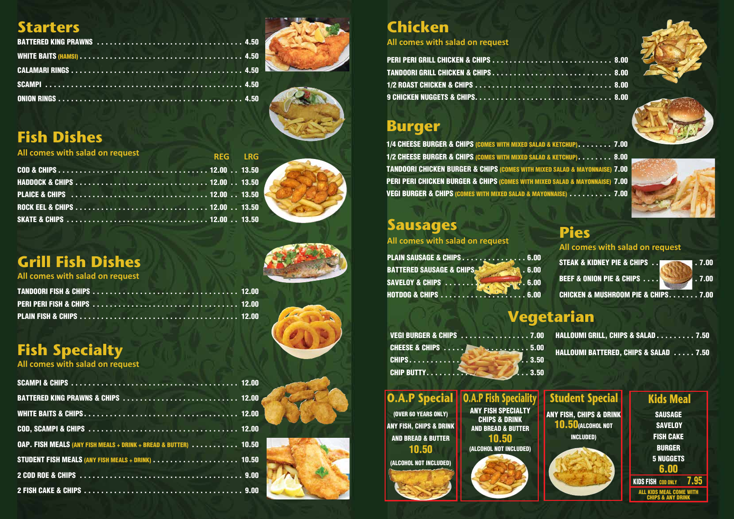## Starters

| Item | Price |
|---|---|
| BATTERED KING PRAWNS | 4.50 |
| WHITE BAITS (HAMSI) | 4.50 |
| CALAMARI RINGS | 4.50 |
| SCAMPI | 4.50 |
| ONION RINGS | 4.50 |

## Fish Dishes

All comes with salad on request

| Item | REG | LRG |
|---|---|---|
| COD & CHIPS | 12.00 | 13.50 |
| HADDOCK & CHIPS | 12.00 | 13.50 |
| PLAICE & CHIPS | 12.00 | 13.50 |
| ROCK EEL & CHIPS | 12.00 | 13.50 |
| SKATE & CHIPS | 12.00 | 13.50 |

## Grill Fish Dishes

All comes with salad on request

| Item | Price |
|---|---|
| TANDOORI FISH & CHIPS | 12.00 |
| PERI PERI FISH & CHIPS | 12.00 |
| PLAIN FISH & CHIPS | 12.00 |

## Fish Specialty

All comes with salad on request

| Item | Price |
|---|---|
| SCAMPI & CHIPS | 12.00 |
| BATTERED KING PRAWNS & CHIPS | 12.00 |
| WHITE BAITS & CHIPS | 12.00 |
| COD, SCAMPI & CHIPS | 12.00 |
| OAP. FISH MEALS (ANY FISH MEALS + DRINK + BREAD & BUTTER) | 10.50 |
| STUDENT FISH MEALS (ANY FISH MEALS + DRINK) | 10.50 |
| 2 COD ROE & CHIPS | 9.00 |
| 2 FISH CAKE & CHIPS | 9.00 |

## Chicken

All comes with salad on request

| Item | Price |
|---|---|
| PERI PERI GRILL CHICKEN & CHIPS | 8.00 |
| TANDOORI GRILL CHICKEN & CHIPS | 8.00 |
| 1/2 ROAST CHICKEN & CHIPS | 8.00 |
| 9 CHICKEN NUGGETS & CHIPS | 8.00 |

## Burger

| Item | Price |
|---|---|
| 1/4 CHEESE BURGER & CHIPS (COMES WITH MIXED SALAD & KETCHUP) | 7.00 |
| 1/2 CHEESE BURGER & CHIPS (COMES WITH MIXED SALAD & KETCHUP) | 8.00 |
| TANDOORI CHICKEN BURGER & CHIPS (COMES WITH MIXED SALAD & MAYONNAISE) | 7.00 |
| PERI PERI CHICKEN BURGER & CHIPS (COMES WITH MIXED SALAD & MAYONNAISE) | 7.00 |
| VEGI BURGER & CHIPS (COMES WITH MIXED SALAD & MAYONNAISE) | 7.00 |

## Sausages

All comes with salad on request

| Item | Price |
|---|---|
| PLAIN SAUSAGE & CHIPS | 6.00 |
| BATTERED SAUSAGE & CHIPS | 6.00 |
| SAVELOY & CHIPS | 6.00 |
| HOTDOG & CHIPS | 6.00 |

## Pies

All comes with salad on request

| Item | Price |
|---|---|
| STEAK & KIDNEY PIE & CHIPS | 7.00 |
| BEEF & ONION PIE & CHIPS | 7.00 |
| CHICKEN & MUSHROOM PIE & CHIPS | 7.00 |

## Vegetarian

| Item | Price |
|---|---|
| VEGI BURGER & CHIPS | 7.00 |
| CHEESE & CHIPS | 5.00 |
| CHIPS | 3.50 |
| CHIP BUTTY | 3.50 |
| HALLOUMI GRILL, CHIPS & SALAD | 7.50 |
| HALLOUMI BATTERED, CHIPS & SALAD | 7.50 |

## O.A.P Special

(OVER 60 YEARS ONLY)

ANY FISH, CHIPS & DRINK AND BREAD & BUTTER

**10.50**

(ALCOHOL NOT INCLUDED)

## O.A.P Fish Speciality

ANY FISH SPECIALTY CHIPS & DRINK AND BREAD & BUTTER

**10.50**

(ALCOHOL NOT INCLUDED)

## Student Special

ANY FISH, CHIPS & DRINK

**10.50** (ALCOHOL NOT INCLUDED)

## Kids Meal

SAUSAGE
SAVELOY
FISH CAKE
BURGER
5 NUGGETS

**6.00**

KIDS FISH COD ONLY **7.95**

ALL KIDS MEAL COME WITH CHIPS & ANY DRINK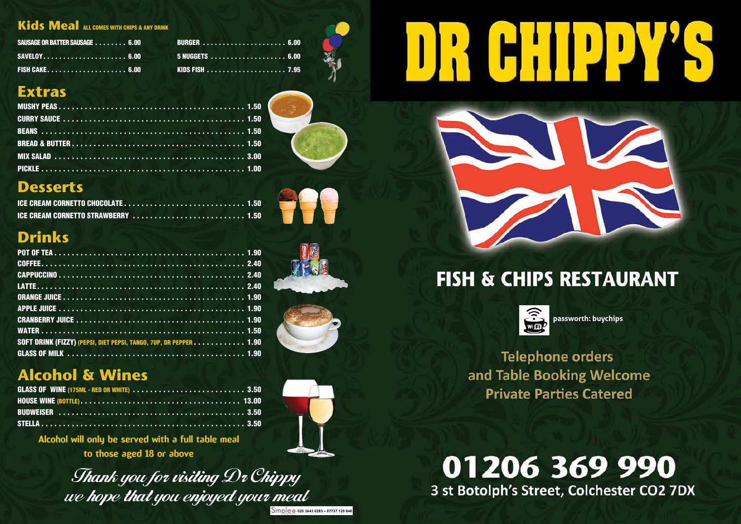## Kids Meal ALL COMES WITH CHIPS & ANY DRINK

| | |
|---|---|
| SAUSAGE OR BATTER SAUSAGE | 6.00 |
| SAVELOY | 6.00 |
| FISH CAKE | 6.00 |
| BURGER | 6.00 |
| 5 NUGGETS | 6.00 |
| KIDS FISH | 7.95 |

## Extras

| | |
|---|---|
| MUSHY PEAS | 1.50 |
| CURRY SAUCE | 1.50 |
| BEANS | 1.50 |
| BREAD & BUTTER | 1.50 |
| MIX SALAD | 3.00 |
| PICKLE | 1.00 |

## Desserts

| | |
|---|---|
| ICE CREAM CORNETTO CHOCOLATE | 1.50 |
| ICE CREAM CORNETTO STRAWBERRY | 1.50 |

## Drinks

| | |
|---|---|
| POT OF TEA | 1.90 |
| COFFEE | 2.40 |
| CAPPUCCINO | 2.40 |
| LATTE | 2.40 |
| ORANGE JUICE | 1.90 |
| APPLE JUICE | 1.90 |
| CRANBERRY JUICE | 1.90 |
| WATER | 1.50 |
| SOFT DRINK (FIZZY) (PEPSI, DIET PEPSI, TANGO, 7UP, DR PEPPER | 1.90 |
| GLASS OF MILK | 1.90 |

## Alcohol & Wines

| | |
|---|---|
| GLASS OF WINE (175ML - RED OR WHITE) | 3.50 |
| HOUSE WINE (BOTTLE) | 13.00 |
| BUDWEISER | 3.50 |
| STELLA | 3.50 |

Alcohol will only be served with a full table meal to those aged 18 or above

*Thank you for visiting Dr Chippy*
*we hope that you enjoyed your meal*

Simple 020 3643 0285 • 07737 120 840

# DR CHIPPY'S

## FISH & CHIPS RESTAURANT

passworth: buychips

Telephone orders
and Table Booking Welcome
Private Parties Catered

## 01206 369 990

3 st Botolph's Street, Colchester CO2 7DX